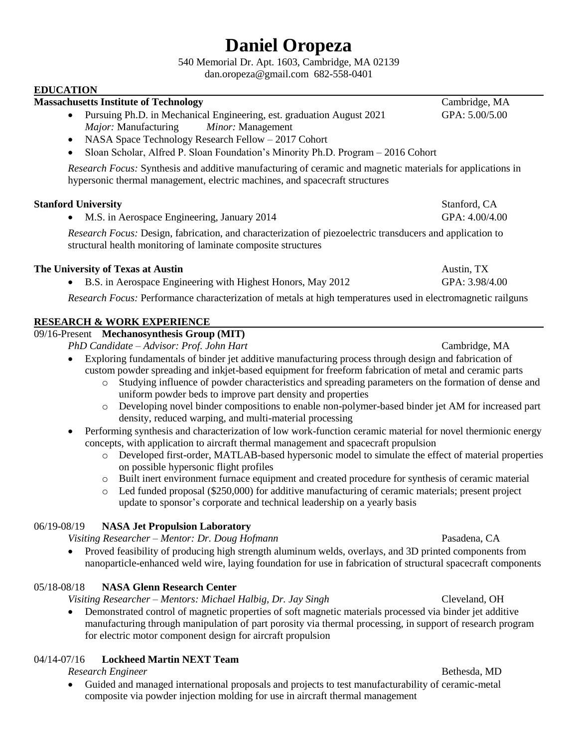# Daniel Oropeza

540 Memorial Dr. Apt. 1603, Cambridge, MA 02139
dan.oropeza@gmail.com 682-558-0401

## EDUCATION

**Massachusetts Institute of Technology** — Cambridge, MA

- Pursuing Ph.D. in Mechanical Engineering, est. graduation August 2021 — GPA: 5.00/5.00
  *Major:* Manufacturing *Minor:* Management
- NASA Space Technology Research Fellow – 2017 Cohort
- Sloan Scholar, Alfred P. Sloan Foundation's Minority Ph.D. Program – 2016 Cohort

*Research Focus:* Synthesis and additive manufacturing of ceramic and magnetic materials for applications in hypersonic thermal management, electric machines, and spacecraft structures

**Stanford University** — Stanford, CA

- M.S. in Aerospace Engineering, January 2014 — GPA: 4.00/4.00

*Research Focus:* Design, fabrication, and characterization of piezoelectric transducers and application to structural health monitoring of laminate composite structures

**The University of Texas at Austin** — Austin, TX

- B.S. in Aerospace Engineering with Highest Honors, May 2012 — GPA: 3.98/4.00

*Research Focus:* Performance characterization of metals at high temperatures used in electromagnetic railguns

## RESEARCH & WORK EXPERIENCE

09/16-Present **Mechanosynthesis Group (MIT)**
*PhD Candidate – Advisor: Prof. John Hart* — Cambridge, MA

- Exploring fundamentals of binder jet additive manufacturing process through design and fabrication of custom powder spreading and inkjet-based equipment for freeform fabrication of metal and ceramic parts
  - Studying influence of powder characteristics and spreading parameters on the formation of dense and uniform powder beds to improve part density and properties
  - Developing novel binder compositions to enable non-polymer-based binder jet AM for increased part density, reduced warping, and multi-material processing
- Performing synthesis and characterization of low work-function ceramic material for novel thermionic energy concepts, with application to aircraft thermal management and spacecraft propulsion
  - Developed first-order, MATLAB-based hypersonic model to simulate the effect of material properties on possible hypersonic flight profiles
  - Built inert environment furnace equipment and created procedure for synthesis of ceramic material
  - Led funded proposal ($250,000) for additive manufacturing of ceramic materials; present project update to sponsor's corporate and technical leadership on a yearly basis

06/19-08/19 **NASA Jet Propulsion Laboratory**
*Visiting Researcher – Mentor: Dr. Doug Hofmann* — Pasadena, CA

- Proved feasibility of producing high strength aluminum welds, overlays, and 3D printed components from nanoparticle-enhanced weld wire, laying foundation for use in fabrication of structural spacecraft components

05/18-08/18 **NASA Glenn Research Center**
*Visiting Researcher – Mentors: Michael Halbig, Dr. Jay Singh* — Cleveland, OH

- Demonstrated control of magnetic properties of soft magnetic materials processed via binder jet additive manufacturing through manipulation of part porosity via thermal processing, in support of research program for electric motor component design for aircraft propulsion

04/14-07/16 **Lockheed Martin NEXT Team**
*Research Engineer* — Bethesda, MD

- Guided and managed international proposals and projects to test manufacturability of ceramic-metal composite via powder injection molding for use in aircraft thermal management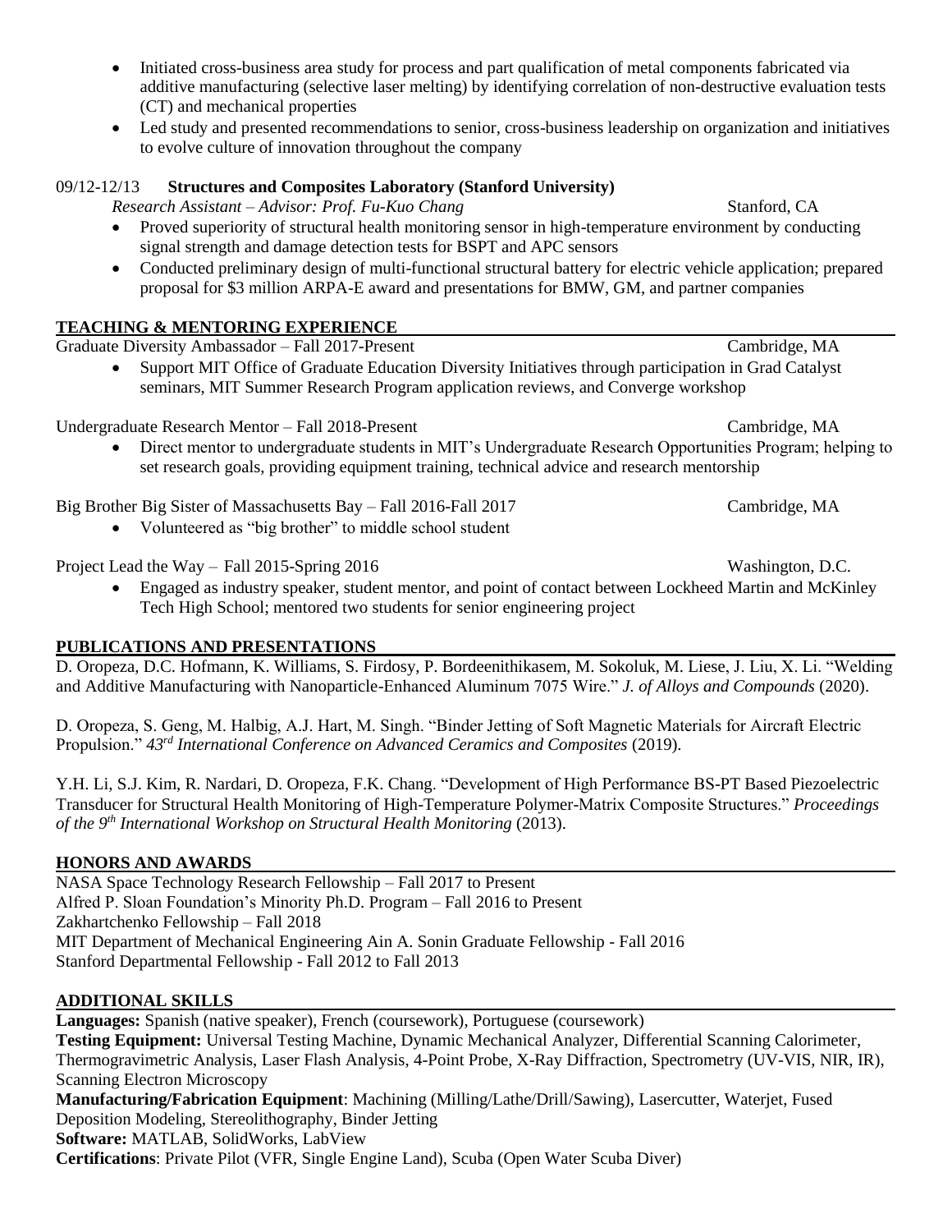- Initiated cross-business area study for process and part qualification of metal components fabricated via additive manufacturing (selective laser melting) by identifying correlation of non-destructive evaluation tests (CT) and mechanical properties
- Led study and presented recommendations to senior, cross-business leadership on organization and initiatives to evolve culture of innovation throughout the company

09/12-12/13 **Structures and Composites Laboratory (Stanford University)**

*Research Assistant – Advisor: Prof. Fu-Kuo Chang* Stanford, CA

- Proved superiority of structural health monitoring sensor in high-temperature environment by conducting signal strength and damage detection tests for BSPT and APC sensors
- Conducted preliminary design of multi-functional structural battery for electric vehicle application; prepared proposal for $3 million ARPA-E award and presentations for BMW, GM, and partner companies

## TEACHING & MENTORING EXPERIENCE

Graduate Diversity Ambassador – Fall 2017-Present Cambridge, MA

- Support MIT Office of Graduate Education Diversity Initiatives through participation in Grad Catalyst seminars, MIT Summer Research Program application reviews, and Converge workshop

Undergraduate Research Mentor – Fall 2018-Present Cambridge, MA

- Direct mentor to undergraduate students in MIT's Undergraduate Research Opportunities Program; helping to set research goals, providing equipment training, technical advice and research mentorship

Big Brother Big Sister of Massachusetts Bay – Fall 2016-Fall 2017 Cambridge, MA

- Volunteered as "big brother" to middle school student

Project Lead the Way – Fall 2015-Spring 2016 Washington, D.C.

- Engaged as industry speaker, student mentor, and point of contact between Lockheed Martin and McKinley Tech High School; mentored two students for senior engineering project

## PUBLICATIONS AND PRESENTATIONS

D. Oropeza, D.C. Hofmann, K. Williams, S. Firdosy, P. Bordeenithikasem, M. Sokoluk, M. Liese, J. Liu, X. Li. "Welding and Additive Manufacturing with Nanoparticle-Enhanced Aluminum 7075 Wire." *J. of Alloys and Compounds* (2020).

D. Oropeza, S. Geng, M. Halbig, A.J. Hart, M. Singh. "Binder Jetting of Soft Magnetic Materials for Aircraft Electric Propulsion." *43rd International Conference on Advanced Ceramics and Composites* (2019).

Y.H. Li, S.J. Kim, R. Nardari, D. Oropeza, F.K. Chang. "Development of High Performance BS-PT Based Piezoelectric Transducer for Structural Health Monitoring of High-Temperature Polymer-Matrix Composite Structures." *Proceedings of the 9th International Workshop on Structural Health Monitoring* (2013).

## HONORS AND AWARDS

NASA Space Technology Research Fellowship – Fall 2017 to Present
Alfred P. Sloan Foundation's Minority Ph.D. Program – Fall 2016 to Present
Zakhartchenko Fellowship – Fall 2018
MIT Department of Mechanical Engineering Ain A. Sonin Graduate Fellowship - Fall 2016
Stanford Departmental Fellowship - Fall 2012 to Fall 2013

## ADDITIONAL SKILLS

**Languages:** Spanish (native speaker), French (coursework), Portuguese (coursework)
**Testing Equipment:** Universal Testing Machine, Dynamic Mechanical Analyzer, Differential Scanning Calorimeter, Thermogravimetric Analysis, Laser Flash Analysis, 4-Point Probe, X-Ray Diffraction, Spectrometry (UV-VIS, NIR, IR), Scanning Electron Microscopy
**Manufacturing/Fabrication Equipment**: Machining (Milling/Lathe/Drill/Sawing), Lasercutter, Waterjet, Fused Deposition Modeling, Stereolithography, Binder Jetting
**Software:** MATLAB, SolidWorks, LabView
**Certifications**: Private Pilot (VFR, Single Engine Land), Scuba (Open Water Scuba Diver)